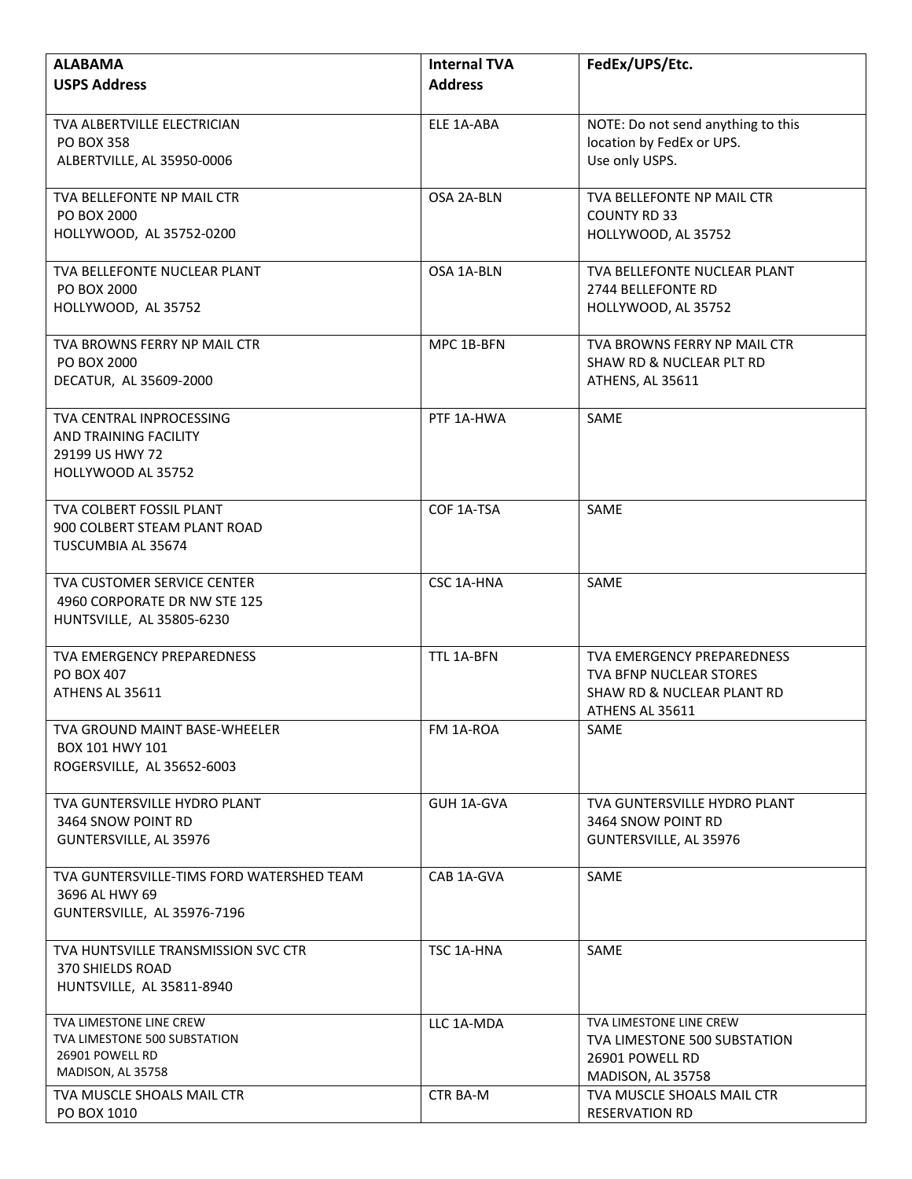| ALABAMA<br>USPS Address | Internal TVA Address | FedEx/UPS/Etc. |
|---|---|---|
| TVA ALBERTVILLE ELECTRICIAN<br>PO BOX 358<br>ALBERTVILLE, AL 35950-0006 | ELE 1A-ABA | NOTE: Do not send anything to this location by FedEx or UPS.<br>Use only USPS. |
| TVA BELLEFONTE NP MAIL CTR<br>PO BOX 2000<br>HOLLYWOOD, AL 35752-0200 | OSA 2A-BLN | TVA BELLEFONTE NP MAIL CTR<br>COUNTY RD 33<br>HOLLYWOOD, AL 35752 |
| TVA BELLEFONTE NUCLEAR PLANT<br>PO BOX 2000<br>HOLLYWOOD, AL 35752 | OSA 1A-BLN | TVA BELLEFONTE NUCLEAR PLANT<br>2744 BELLEFONTE RD<br>HOLLYWOOD, AL 35752 |
| TVA BROWNS FERRY NP MAIL CTR<br>PO BOX 2000<br>DECATUR, AL 35609-2000 | MPC 1B-BFN | TVA BROWNS FERRY NP MAIL CTR<br>SHAW RD & NUCLEAR PLT RD<br>ATHENS, AL 35611 |
| TVA CENTRAL INPROCESSING<br>AND TRAINING FACILITY<br>29199 US HWY 72<br>HOLLYWOOD AL 35752 | PTF 1A-HWA | SAME |
| TVA COLBERT FOSSIL PLANT<br>900 COLBERT STEAM PLANT ROAD<br>TUSCUMBIA AL 35674 | COF 1A-TSA | SAME |
| TVA CUSTOMER SERVICE CENTER<br>4960 CORPORATE DR NW STE 125<br>HUNTSVILLE, AL 35805-6230 | CSC 1A-HNA | SAME |
| TVA EMERGENCY PREPAREDNESS<br>PO BOX 407<br>ATHENS AL 35611 | TTL 1A-BFN | TVA EMERGENCY PREPAREDNESS<br>TVA BFNP NUCLEAR STORES<br>SHAW RD & NUCLEAR PLANT RD<br>ATHENS AL 35611 |
| TVA GROUND MAINT BASE-WHEELER<br>BOX 101 HWY 101<br>ROGERSVILLE, AL 35652-6003 | FM 1A-ROA | SAME |
| TVA GUNTERSVILLE HYDRO PLANT<br>3464 SNOW POINT RD<br>GUNTERSVILLE, AL 35976 | GUH 1A-GVA | TVA GUNTERSVILLE HYDRO PLANT<br>3464 SNOW POINT RD<br>GUNTERSVILLE, AL 35976 |
| TVA GUNTERSVILLE-TIMS FORD WATERSHED TEAM<br>3696 AL HWY 69<br>GUNTERSVILLE, AL 35976-7196 | CAB 1A-GVA | SAME |
| TVA HUNTSVILLE TRANSMISSION SVC CTR<br>370 SHIELDS ROAD<br>HUNTSVILLE, AL 35811-8940 | TSC 1A-HNA | SAME |
| TVA LIMESTONE LINE CREW<br>TVA LIMESTONE 500 SUBSTATION<br>26901 POWELL RD<br>MADISON, AL 35758 | LLC 1A-MDA | TVA LIMESTONE LINE CREW<br>TVA LIMESTONE 500 SUBSTATION<br>26901 POWELL RD<br>MADISON, AL 35758 |
| TVA MUSCLE SHOALS MAIL CTR<br>PO BOX 1010 | CTR BA-M | TVA MUSCLE SHOALS MAIL CTR<br>RESERVATION RD |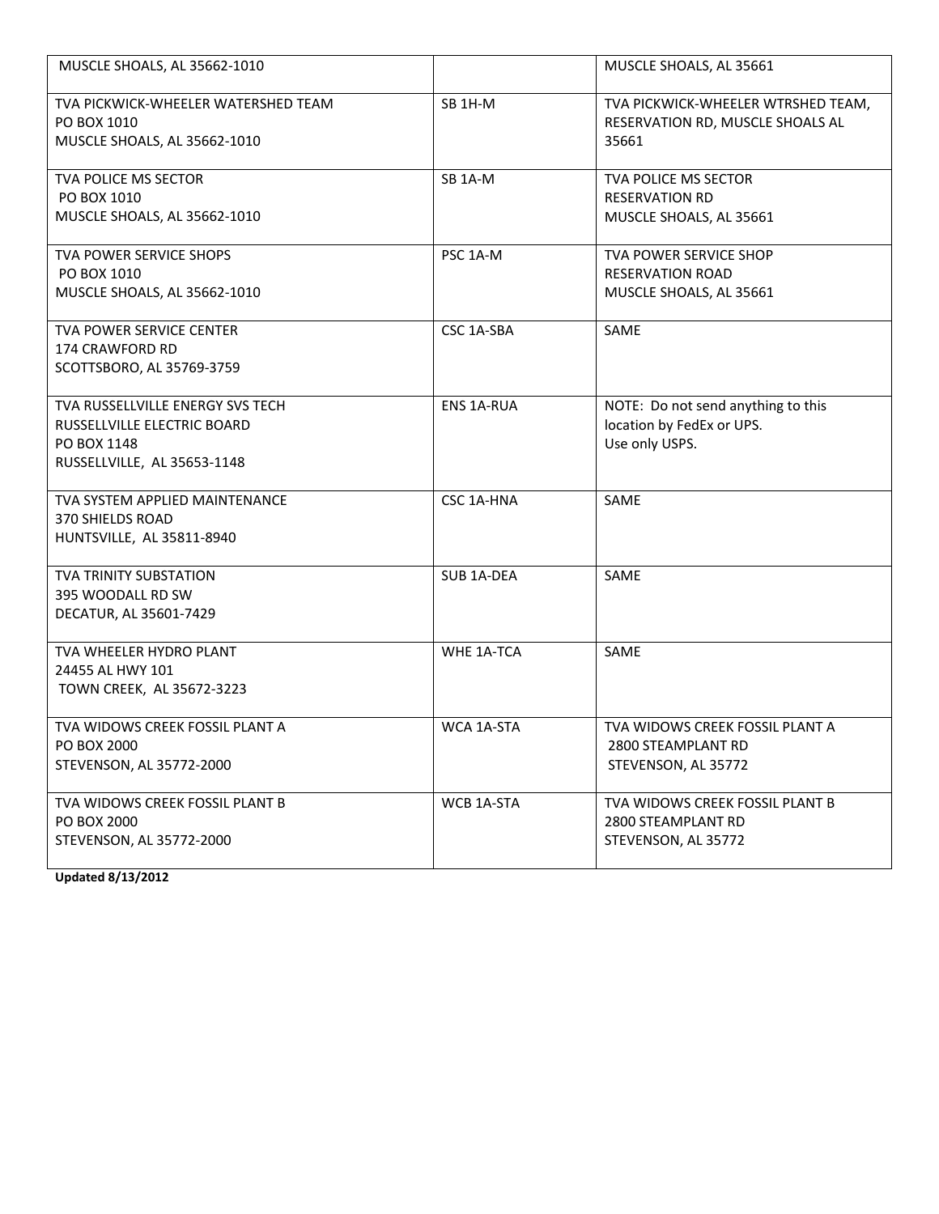| | | |
|---|---|---|
| MUSCLE SHOALS, AL 35662-1010 | | MUSCLE SHOALS, AL 35661 |
| TVA PICKWICK-WHEELER WATERSHED TEAM<br>PO BOX 1010<br>MUSCLE SHOALS, AL 35662-1010 | SB 1H-M | TVA PICKWICK-WHEELER WTRSHED TEAM, RESERVATION RD, MUSCLE SHOALS AL 35661 |
| TVA POLICE MS SECTOR<br>PO BOX 1010<br>MUSCLE SHOALS, AL 35662-1010 | SB 1A-M | TVA POLICE MS SECTOR<br>RESERVATION RD<br>MUSCLE SHOALS, AL 35661 |
| TVA POWER SERVICE SHOPS<br>PO BOX 1010<br>MUSCLE SHOALS, AL 35662-1010 | PSC 1A-M | TVA POWER SERVICE SHOP<br>RESERVATION ROAD<br>MUSCLE SHOALS, AL 35661 |
| TVA POWER SERVICE CENTER<br>174 CRAWFORD RD<br>SCOTTSBORO, AL 35769-3759 | CSC 1A-SBA | SAME |
| TVA RUSSELLVILLE ENERGY SVS TECH<br>RUSSELLVILLE ELECTRIC BOARD<br>PO BOX 1148<br>RUSSELLVILLE, AL 35653-1148 | ENS 1A-RUA | NOTE: Do not send anything to this location by FedEx or UPS.<br>Use only USPS. |
| TVA SYSTEM APPLIED MAINTENANCE<br>370 SHIELDS ROAD<br>HUNTSVILLE, AL 35811-8940 | CSC 1A-HNA | SAME |
| TVA TRINITY SUBSTATION<br>395 WOODALL RD SW<br>DECATUR, AL 35601-7429 | SUB 1A-DEA | SAME |
| TVA WHEELER HYDRO PLANT<br>24455 AL HWY 101<br>TOWN CREEK, AL 35672-3223 | WHE 1A-TCA | SAME |
| TVA WIDOWS CREEK FOSSIL PLANT A<br>PO BOX 2000<br>STEVENSON, AL 35772-2000 | WCA 1A-STA | TVA WIDOWS CREEK FOSSIL PLANT A<br>2800 STEAMPLANT RD<br>STEVENSON, AL 35772 |
| TVA WIDOWS CREEK FOSSIL PLANT B<br>PO BOX 2000<br>STEVENSON, AL 35772-2000 | WCB 1A-STA | TVA WIDOWS CREEK FOSSIL PLANT B<br>2800 STEAMPLANT RD<br>STEVENSON, AL 35772 |

**Updated 8/13/2012**